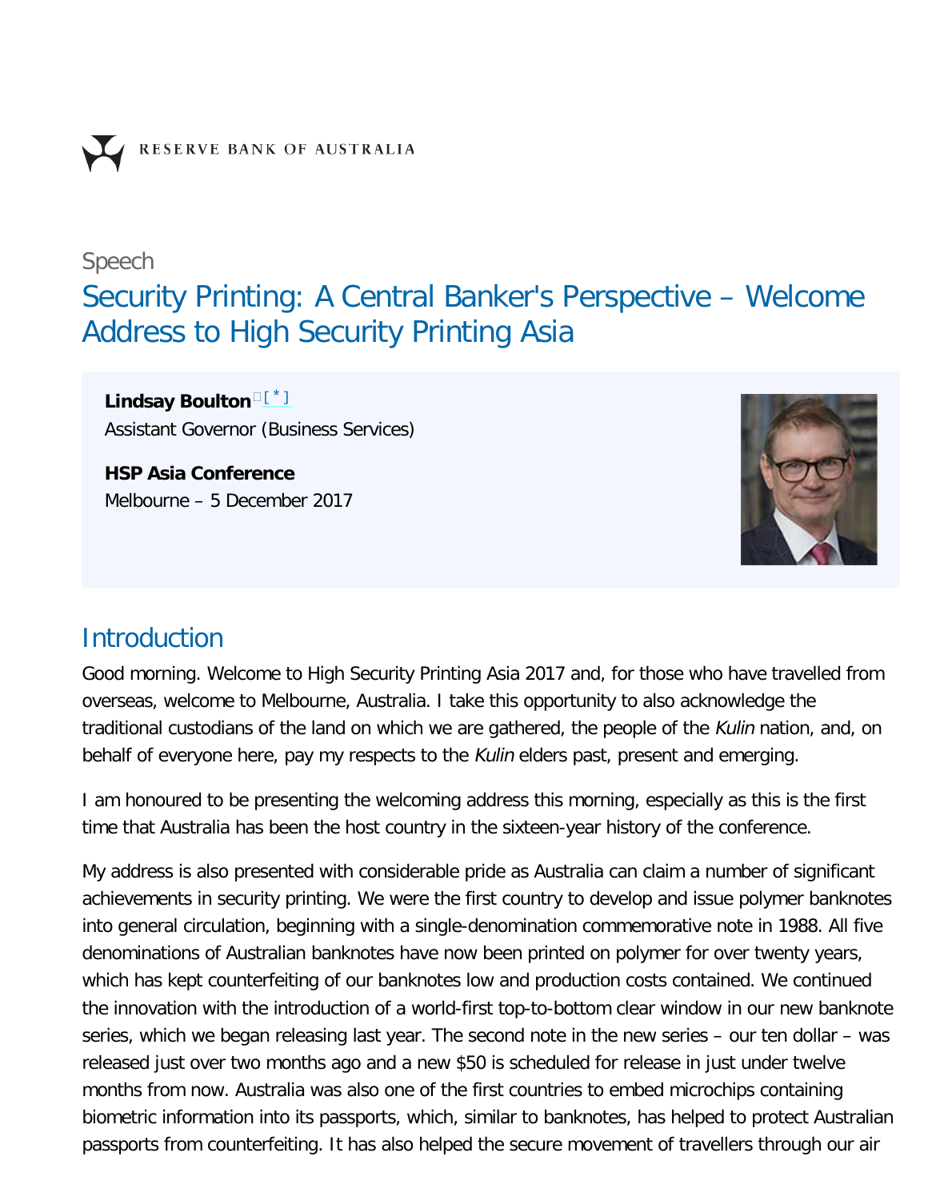RESERVE BANK OF AUSTRALIA

Speech

# Security Printing: A Central Banker's Perspective – Welcome Address to High Security Printing Asia

**Lindsay Boulton** [*]
Assistant Governor (Business Services)

**HSP Asia Conference**
Melbourne – 5 December 2017

## Introduction

Good morning. Welcome to High Security Printing Asia 2017 and, for those who have travelled from overseas, welcome to Melbourne, Australia. I take this opportunity to also acknowledge the traditional custodians of the land on which we are gathered, the people of the *Kulin* nation, and, on behalf of everyone here, pay my respects to the *Kulin* elders past, present and emerging.

I am honoured to be presenting the welcoming address this morning, especially as this is the first time that Australia has been the host country in the sixteen-year history of the conference.

My address is also presented with considerable pride as Australia can claim a number of significant achievements in security printing. We were the first country to develop and issue polymer banknotes into general circulation, beginning with a single-denomination commemorative note in 1988. All five denominations of Australian banknotes have now been printed on polymer for over twenty years, which has kept counterfeiting of our banknotes low and production costs contained. We continued the innovation with the introduction of a world-first top-to-bottom clear window in our new banknote series, which we began releasing last year. The second note in the new series – our ten dollar – was released just over two months ago and a new $50 is scheduled for release in just under twelve months from now. Australia was also one of the first countries to embed microchips containing biometric information into its passports, which, similar to banknotes, has helped to protect Australian passports from counterfeiting. It has also helped the secure movement of travellers through our air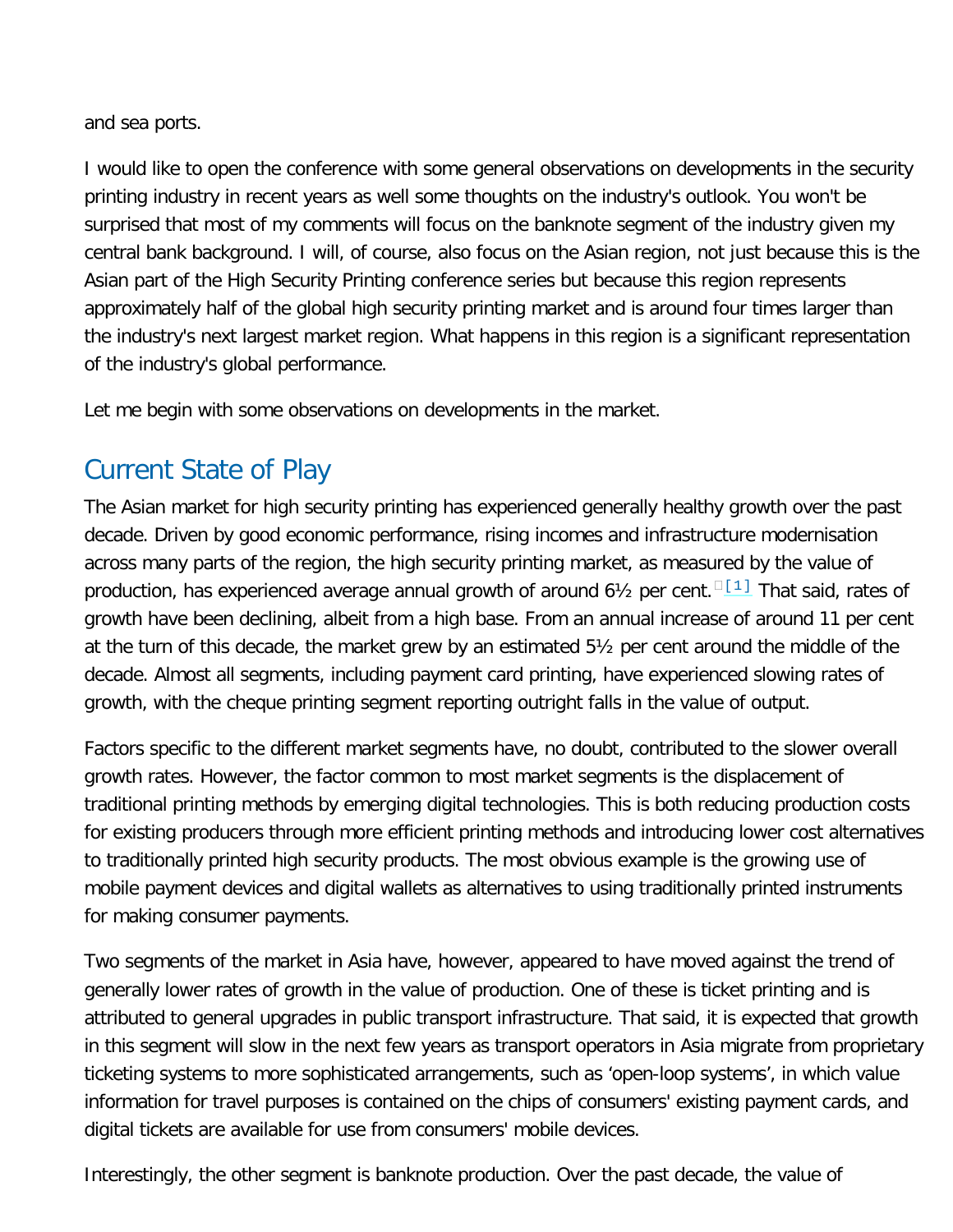and sea ports.

I would like to open the conference with some general observations on developments in the security printing industry in recent years as well some thoughts on the industry's outlook. You won't be surprised that most of my comments will focus on the banknote segment of the industry given my central bank background. I will, of course, also focus on the Asian region, not just because this is the Asian part of the High Security Printing conference series but because this region represents approximately half of the global high security printing market and is around four times larger than the industry's next largest market region. What happens in this region is a significant representation of the industry's global performance.

Let me begin with some observations on developments in the market.

## Current State of Play

The Asian market for high security printing has experienced generally healthy growth over the past decade. Driven by good economic performance, rising incomes and infrastructure modernisation across many parts of the region, the high security printing market, as measured by the value of production, has experienced average annual growth of around 6½ per cent.[1] That said, rates of growth have been declining, albeit from a high base. From an annual increase of around 11 per cent at the turn of this decade, the market grew by an estimated 5½ per cent around the middle of the decade. Almost all segments, including payment card printing, have experienced slowing rates of growth, with the cheque printing segment reporting outright falls in the value of output.

Factors specific to the different market segments have, no doubt, contributed to the slower overall growth rates. However, the factor common to most market segments is the displacement of traditional printing methods by emerging digital technologies. This is both reducing production costs for existing producers through more efficient printing methods and introducing lower cost alternatives to traditionally printed high security products. The most obvious example is the growing use of mobile payment devices and digital wallets as alternatives to using traditionally printed instruments for making consumer payments.

Two segments of the market in Asia have, however, appeared to have moved against the trend of generally lower rates of growth in the value of production. One of these is ticket printing and is attributed to general upgrades in public transport infrastructure. That said, it is expected that growth in this segment will slow in the next few years as transport operators in Asia migrate from proprietary ticketing systems to more sophisticated arrangements, such as 'open-loop systems', in which value information for travel purposes is contained on the chips of consumers' existing payment cards, and digital tickets are available for use from consumers' mobile devices.

Interestingly, the other segment is banknote production. Over the past decade, the value of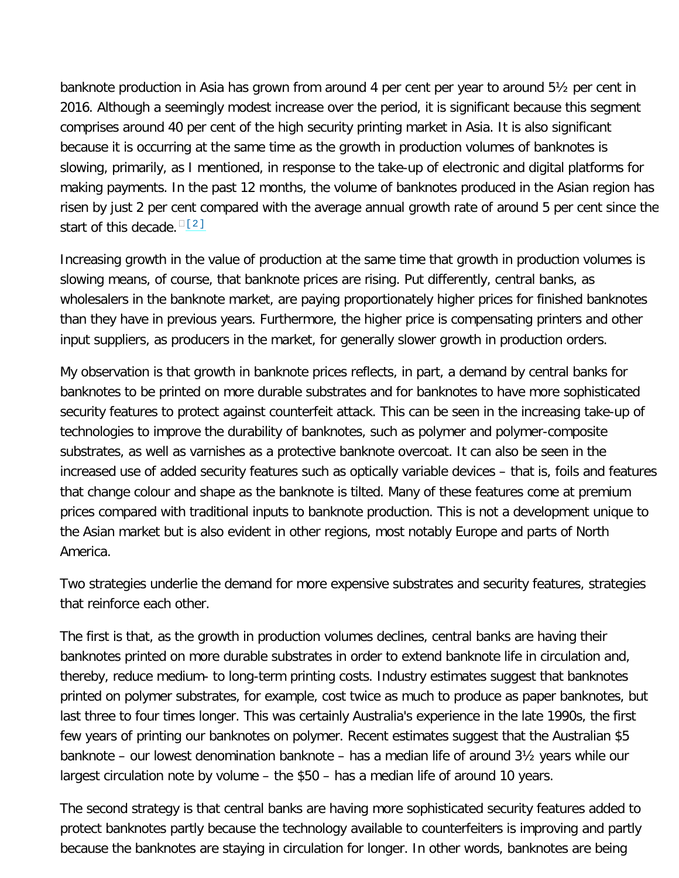banknote production in Asia has grown from around 4 per cent per year to around 5½ per cent in 2016. Although a seemingly modest increase over the period, it is significant because this segment comprises around 40 per cent of the high security printing market in Asia. It is also significant because it is occurring at the same time as the growth in production volumes of banknotes is slowing, primarily, as I mentioned, in response to the take-up of electronic and digital platforms for making payments. In the past 12 months, the volume of banknotes produced in the Asian region has risen by just 2 per cent compared with the average annual growth rate of around 5 per cent since the start of this decade. [2]

Increasing growth in the value of production at the same time that growth in production volumes is slowing means, of course, that banknote prices are rising. Put differently, central banks, as wholesalers in the banknote market, are paying proportionately higher prices for finished banknotes than they have in previous years. Furthermore, the higher price is compensating printers and other input suppliers, as producers in the market, for generally slower growth in production orders.

My observation is that growth in banknote prices reflects, in part, a demand by central banks for banknotes to be printed on more durable substrates and for banknotes to have more sophisticated security features to protect against counterfeit attack. This can be seen in the increasing take-up of technologies to improve the durability of banknotes, such as polymer and polymer-composite substrates, as well as varnishes as a protective banknote overcoat. It can also be seen in the increased use of added security features such as optically variable devices – that is, foils and features that change colour and shape as the banknote is tilted. Many of these features come at premium prices compared with traditional inputs to banknote production. This is not a development unique to the Asian market but is also evident in other regions, most notably Europe and parts of North America.

Two strategies underlie the demand for more expensive substrates and security features, strategies that reinforce each other.

The first is that, as the growth in production volumes declines, central banks are having their banknotes printed on more durable substrates in order to extend banknote life in circulation and, thereby, reduce medium- to long-term printing costs. Industry estimates suggest that banknotes printed on polymer substrates, for example, cost twice as much to produce as paper banknotes, but last three to four times longer. This was certainly Australia's experience in the late 1990s, the first few years of printing our banknotes on polymer. Recent estimates suggest that the Australian $5 banknote – our lowest denomination banknote – has a median life of around 3½ years while our largest circulation note by volume – the $50 – has a median life of around 10 years.

The second strategy is that central banks are having more sophisticated security features added to protect banknotes partly because the technology available to counterfeiters is improving and partly because the banknotes are staying in circulation for longer. In other words, banknotes are being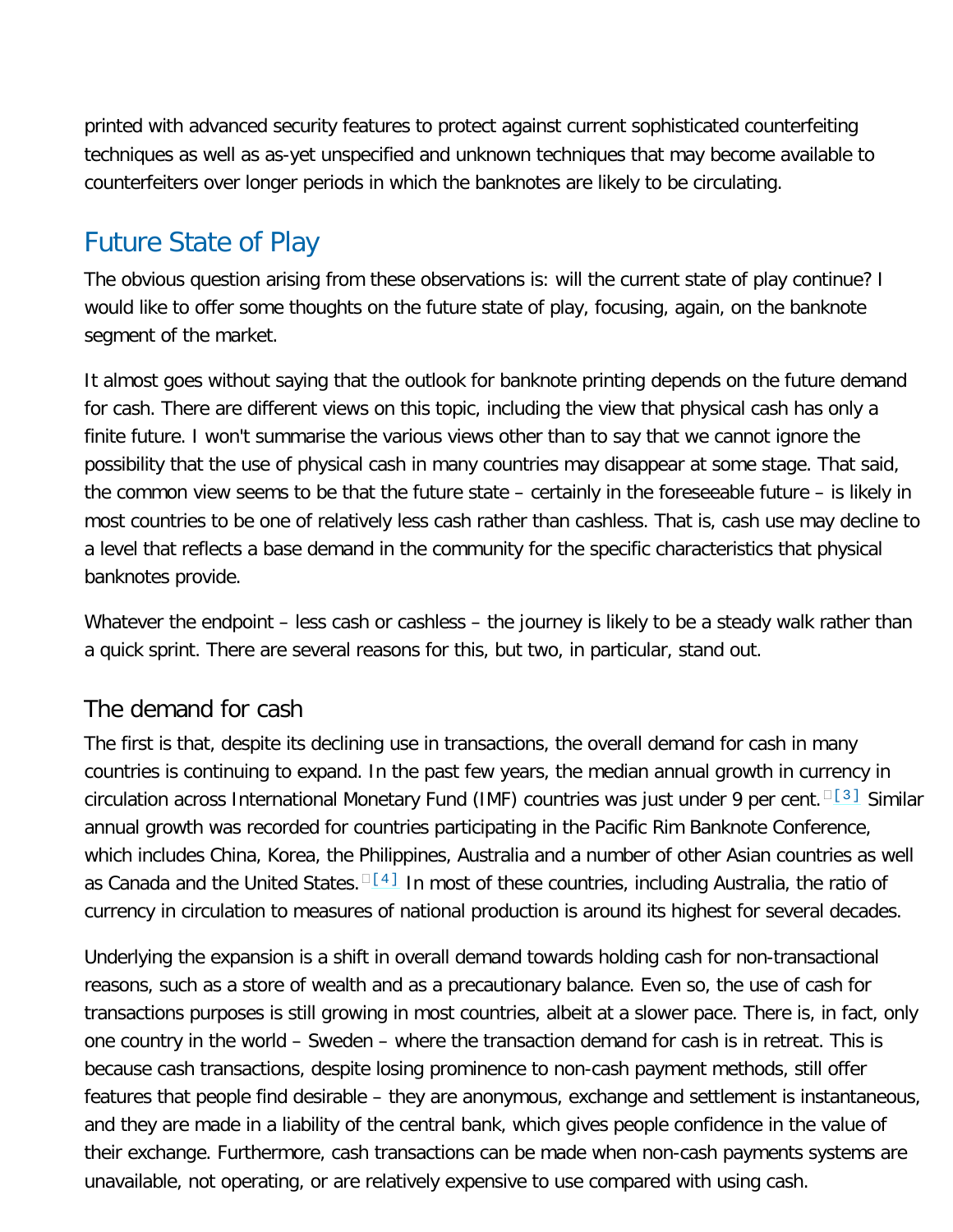printed with advanced security features to protect against current sophisticated counterfeiting techniques as well as as-yet unspecified and unknown techniques that may become available to counterfeiters over longer periods in which the banknotes are likely to be circulating.

## Future State of Play

The obvious question arising from these observations is: will the current state of play continue? I would like to offer some thoughts on the future state of play, focusing, again, on the banknote segment of the market.

It almost goes without saying that the outlook for banknote printing depends on the future demand for cash. There are different views on this topic, including the view that physical cash has only a finite future. I won't summarise the various views other than to say that we cannot ignore the possibility that the use of physical cash in many countries may disappear at some stage. That said, the common view seems to be that the future state – certainly in the foreseeable future – is likely in most countries to be one of relatively less cash rather than cashless. That is, cash use may decline to a level that reflects a base demand in the community for the specific characteristics that physical banknotes provide.

Whatever the endpoint – less cash or cashless – the journey is likely to be a steady walk rather than a quick sprint. There are several reasons for this, but two, in particular, stand out.

### The demand for cash

The first is that, despite its declining use in transactions, the overall demand for cash in many countries is continuing to expand. In the past few years, the median annual growth in currency in circulation across International Monetary Fund (IMF) countries was just under 9 per cent.[3] Similar annual growth was recorded for countries participating in the Pacific Rim Banknote Conference, which includes China, Korea, the Philippines, Australia and a number of other Asian countries as well as Canada and the United States.[4] In most of these countries, including Australia, the ratio of currency in circulation to measures of national production is around its highest for several decades.

Underlying the expansion is a shift in overall demand towards holding cash for non-transactional reasons, such as a store of wealth and as a precautionary balance. Even so, the use of cash for transactions purposes is still growing in most countries, albeit at a slower pace. There is, in fact, only one country in the world – Sweden – where the transaction demand for cash is in retreat. This is because cash transactions, despite losing prominence to non-cash payment methods, still offer features that people find desirable – they are anonymous, exchange and settlement is instantaneous, and they are made in a liability of the central bank, which gives people confidence in the value of their exchange. Furthermore, cash transactions can be made when non-cash payments systems are unavailable, not operating, or are relatively expensive to use compared with using cash.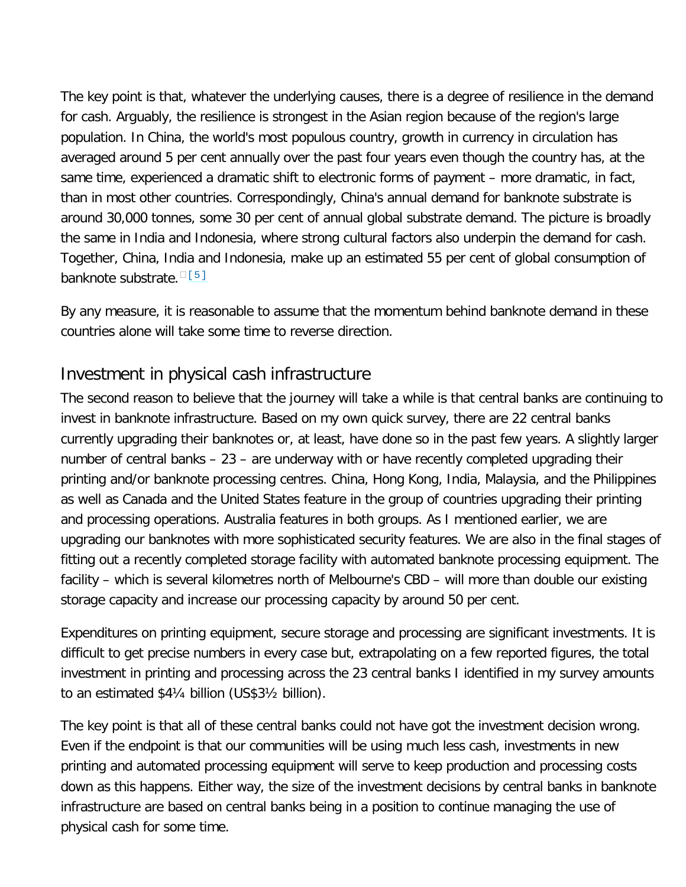The key point is that, whatever the underlying causes, there is a degree of resilience in the demand for cash. Arguably, the resilience is strongest in the Asian region because of the region's large population. In China, the world's most populous country, growth in currency in circulation has averaged around 5 per cent annually over the past four years even though the country has, at the same time, experienced a dramatic shift to electronic forms of payment – more dramatic, in fact, than in most other countries. Correspondingly, China's annual demand for banknote substrate is around 30,000 tonnes, some 30 per cent of annual global substrate demand. The picture is broadly the same in India and Indonesia, where strong cultural factors also underpin the demand for cash. Together, China, India and Indonesia, make up an estimated 55 per cent of global consumption of banknote substrate.[5]

By any measure, it is reasonable to assume that the momentum behind banknote demand in these countries alone will take some time to reverse direction.

## Investment in physical cash infrastructure

The second reason to believe that the journey will take a while is that central banks are continuing to invest in banknote infrastructure. Based on my own quick survey, there are 22 central banks currently upgrading their banknotes or, at least, have done so in the past few years. A slightly larger number of central banks – 23 – are underway with or have recently completed upgrading their printing and/or banknote processing centres. China, Hong Kong, India, Malaysia, and the Philippines as well as Canada and the United States feature in the group of countries upgrading their printing and processing operations. Australia features in both groups. As I mentioned earlier, we are upgrading our banknotes with more sophisticated security features. We are also in the final stages of fitting out a recently completed storage facility with automated banknote processing equipment. The facility – which is several kilometres north of Melbourne's CBD – will more than double our existing storage capacity and increase our processing capacity by around 50 per cent.

Expenditures on printing equipment, secure storage and processing are significant investments. It is difficult to get precise numbers in every case but, extrapolating on a few reported figures, the total investment in printing and processing across the 23 central banks I identified in my survey amounts to an estimated $4¼ billion (US$3½ billion).

The key point is that all of these central banks could not have got the investment decision wrong. Even if the endpoint is that our communities will be using much less cash, investments in new printing and automated processing equipment will serve to keep production and processing costs down as this happens. Either way, the size of the investment decisions by central banks in banknote infrastructure are based on central banks being in a position to continue managing the use of physical cash for some time.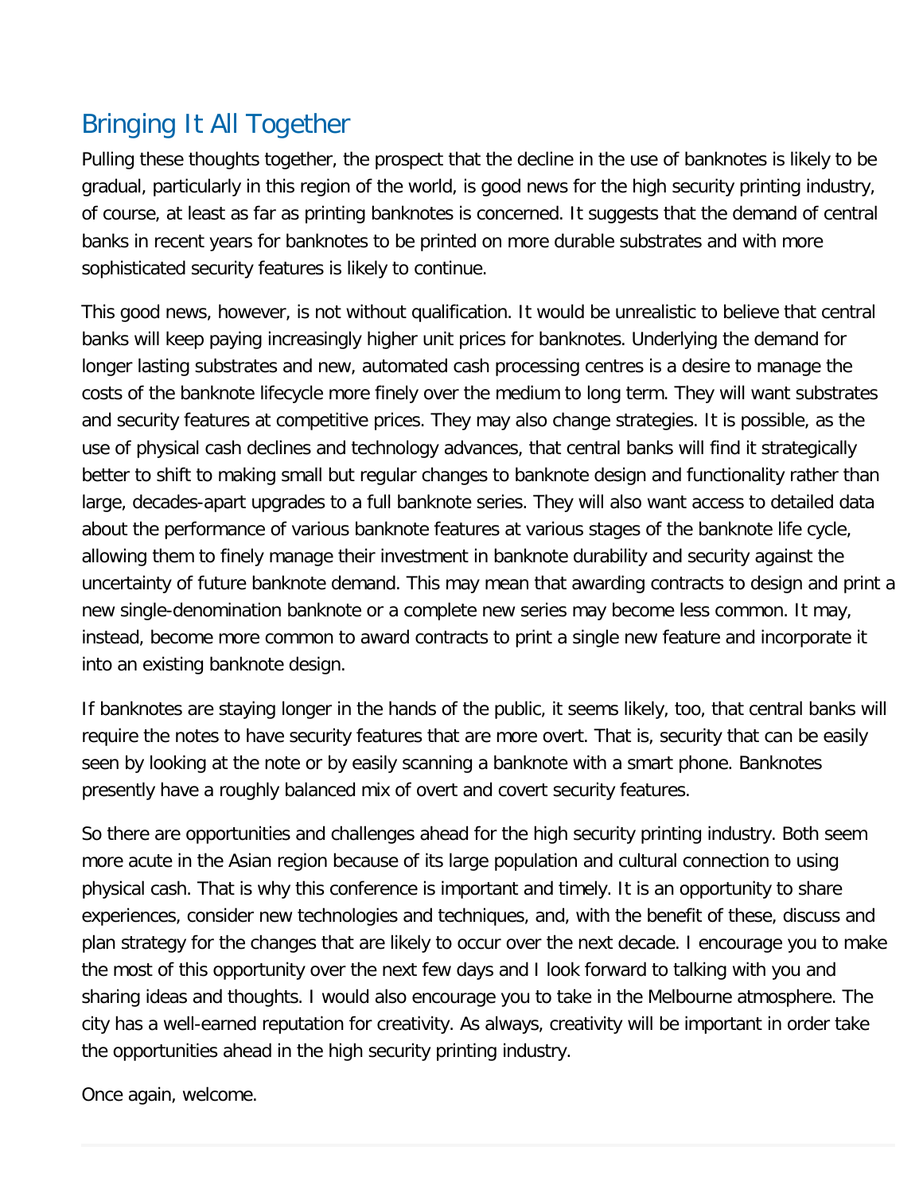## Bringing It All Together

Pulling these thoughts together, the prospect that the decline in the use of banknotes is likely to be gradual, particularly in this region of the world, is good news for the high security printing industry, of course, at least as far as printing banknotes is concerned. It suggests that the demand of central banks in recent years for banknotes to be printed on more durable substrates and with more sophisticated security features is likely to continue.

This good news, however, is not without qualification. It would be unrealistic to believe that central banks will keep paying increasingly higher unit prices for banknotes. Underlying the demand for longer lasting substrates and new, automated cash processing centres is a desire to manage the costs of the banknote lifecycle more finely over the medium to long term. They will want substrates and security features at competitive prices. They may also change strategies. It is possible, as the use of physical cash declines and technology advances, that central banks will find it strategically better to shift to making small but regular changes to banknote design and functionality rather than large, decades-apart upgrades to a full banknote series. They will also want access to detailed data about the performance of various banknote features at various stages of the banknote life cycle, allowing them to finely manage their investment in banknote durability and security against the uncertainty of future banknote demand. This may mean that awarding contracts to design and print a new single-denomination banknote or a complete new series may become less common. It may, instead, become more common to award contracts to print a single new feature and incorporate it into an existing banknote design.

If banknotes are staying longer in the hands of the public, it seems likely, too, that central banks will require the notes to have security features that are more overt. That is, security that can be easily seen by looking at the note or by easily scanning a banknote with a smart phone. Banknotes presently have a roughly balanced mix of overt and covert security features.

So there are opportunities and challenges ahead for the high security printing industry. Both seem more acute in the Asian region because of its large population and cultural connection to using physical cash. That is why this conference is important and timely. It is an opportunity to share experiences, consider new technologies and techniques, and, with the benefit of these, discuss and plan strategy for the changes that are likely to occur over the next decade. I encourage you to make the most of this opportunity over the next few days and I look forward to talking with you and sharing ideas and thoughts. I would also encourage you to take in the Melbourne atmosphere. The city has a well-earned reputation for creativity. As always, creativity will be important in order take the opportunities ahead in the high security printing industry.

Once again, welcome.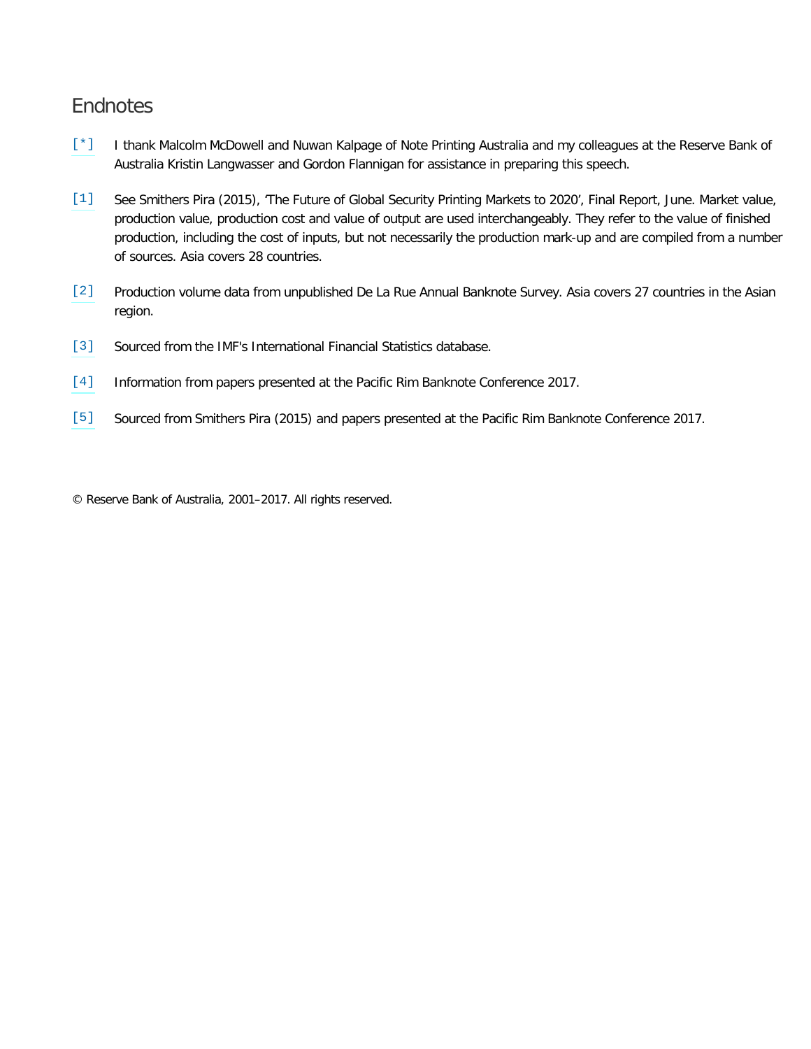## Endnotes

[*] I thank Malcolm McDowell and Nuwan Kalpage of Note Printing Australia and my colleagues at the Reserve Bank of Australia Kristin Langwasser and Gordon Flannigan for assistance in preparing this speech.

[1] See Smithers Pira (2015), 'The Future of Global Security Printing Markets to 2020', Final Report, June. Market value, production value, production cost and value of output are used interchangeably. They refer to the value of finished production, including the cost of inputs, but not necessarily the production mark-up and are compiled from a number of sources. Asia covers 28 countries.

[2] Production volume data from unpublished De La Rue Annual Banknote Survey. Asia covers 27 countries in the Asian region.

[3] Sourced from the IMF's International Financial Statistics database.

[4] Information from papers presented at the Pacific Rim Banknote Conference 2017.

[5] Sourced from Smithers Pira (2015) and papers presented at the Pacific Rim Banknote Conference 2017.

© Reserve Bank of Australia, 2001–2017. All rights reserved.